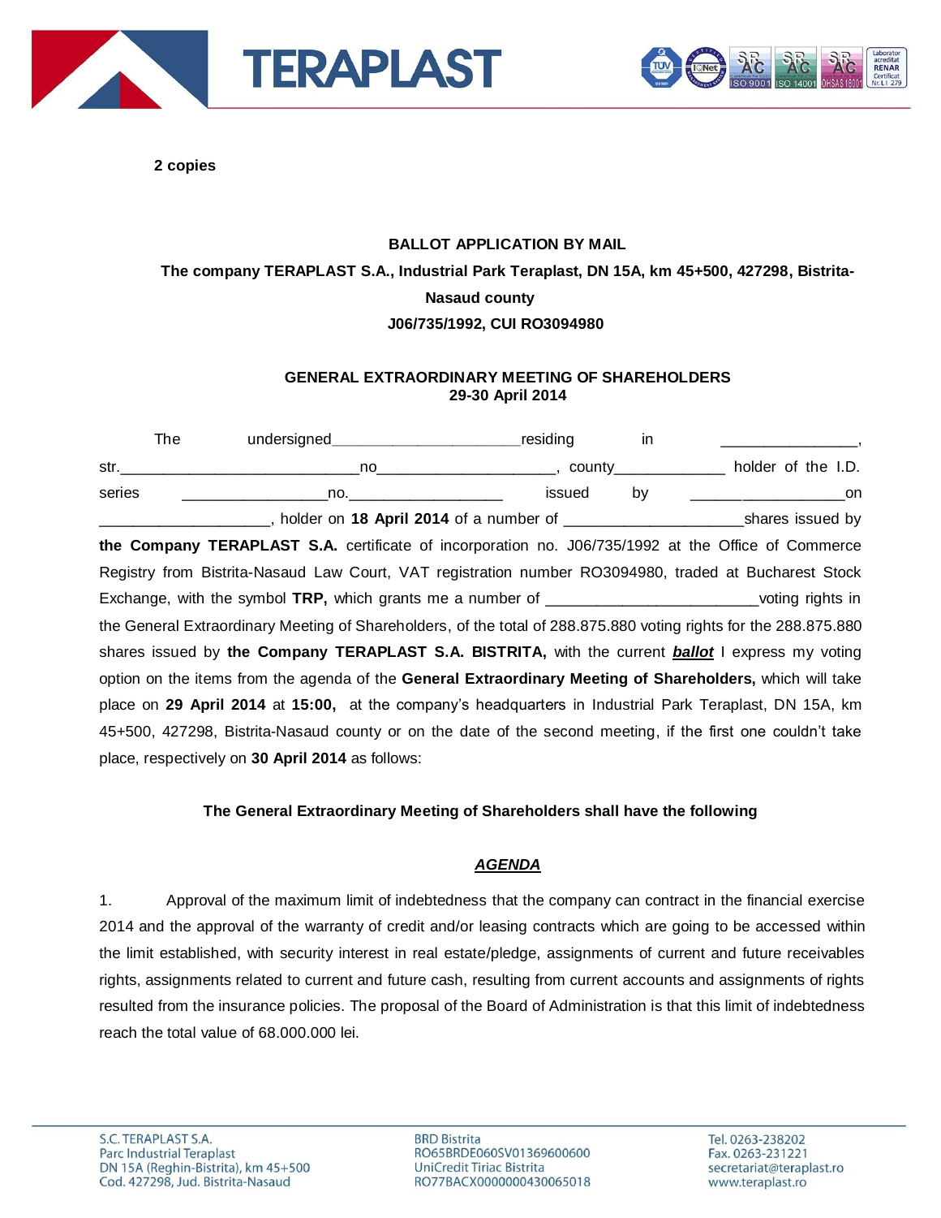**2 copies**

**BALLOT APPLICATION BY MAIL**

**The company TERAPLAST S.A., Industrial Park Teraplast, DN 15A, km 45+500, 427298, Bistrita-Nasaud county**

**J06/735/1992, CUI RO3094980**

**GENERAL EXTRAORDINARY MEETING OF SHAREHOLDERS**
**29-30 April 2014**

The undersigned_____________________residing in _______________, str.___________________________no___________________, county____________ holder of the I.D. series ________________no.________________ issued by _________________on ___________________, holder on **18 April 2014** of a number of ____________________shares issued by **the Company TERAPLAST S.A.** certificate of incorporation no. J06/735/1992 at the Office of Commerce Registry from Bistrita-Nasaud Law Court, VAT registration number RO3094980, traded at Bucharest Stock Exchange, with the symbol **TRP,** which grants me a number of _______________________voting rights in the General Extraordinary Meeting of Shareholders, of the total of 288.875.880 voting rights for the 288.875.880 shares issued by **the Company TERAPLAST S.A. BISTRITA,** with the current ***ballot*** I express my voting option on the items from the agenda of the **General Extraordinary Meeting of Shareholders,** which will take place on **29 April 2014** at **15:00,** at the company's headquarters in Industrial Park Teraplast, DN 15A, km 45+500, 427298, Bistrita-Nasaud county or on the date of the second meeting, if the first one couldn't take place, respectively on **30 April 2014** as follows:

**The General Extraordinary Meeting of Shareholders shall have the following**

***AGENDA***

1. Approval of the maximum limit of indebtedness that the company can contract in the financial exercise 2014 and the approval of the warranty of credit and/or leasing contracts which are going to be accessed within the limit established, with security interest in real estate/pledge, assignments of current and future receivables rights, assignments related to current and future cash, resulting from current accounts and assignments of rights resulted from the insurance policies. The proposal of the Board of Administration is that this limit of indebtedness reach the total value of 68.000.000 lei.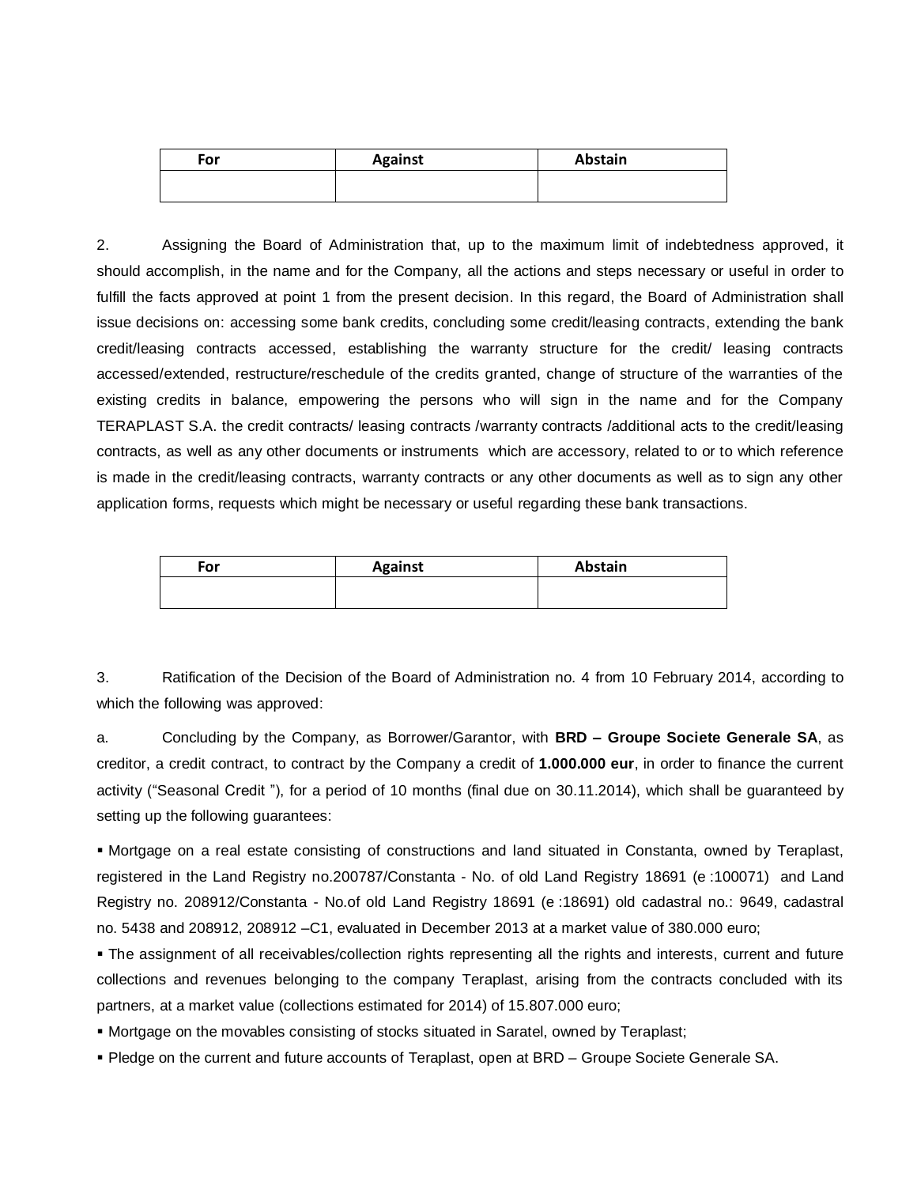| For | Against | Abstain |
|---|---|---|
| | | |

2. Assigning the Board of Administration that, up to the maximum limit of indebtedness approved, it should accomplish, in the name and for the Company, all the actions and steps necessary or useful in order to fulfill the facts approved at point 1 from the present decision. In this regard, the Board of Administration shall issue decisions on: accessing some bank credits, concluding some credit/leasing contracts, extending the bank credit/leasing contracts accessed, establishing the warranty structure for the credit/ leasing contracts accessed/extended, restructure/reschedule of the credits granted, change of structure of the warranties of the existing credits in balance, empowering the persons who will sign in the name and for the Company TERAPLAST S.A. the credit contracts/ leasing contracts /warranty contracts /additional acts to the credit/leasing contracts, as well as any other documents or instruments which are accessory, related to or to which reference is made in the credit/leasing contracts, warranty contracts or any other documents as well as to sign any other application forms, requests which might be necessary or useful regarding these bank transactions.

| For | Against | Abstain |
|---|---|---|
| | | |

3. Ratification of the Decision of the Board of Administration no. 4 from 10 February 2014, according to which the following was approved:

a. Concluding by the Company, as Borrower/Garantor, with **BRD – Groupe Societe Generale SA**, as creditor, a credit contract, to contract by the Company a credit of **1.000.000 eur**, in order to finance the current activity ("Seasonal Credit "), for a period of 10 months (final due on 30.11.2014), which shall be guaranteed by setting up the following guarantees:

- Mortgage on a real estate consisting of constructions and land situated in Constanta, owned by Teraplast, registered in the Land Registry no.200787/Constanta - No. of old Land Registry 18691 (e :100071) and Land Registry no. 208912/Constanta - No.of old Land Registry 18691 (e :18691) old cadastral no.: 9649, cadastral no. 5438 and 208912, 208912 –C1, evaluated in December 2013 at a market value of 380.000 euro;
- The assignment of all receivables/collection rights representing all the rights and interests, current and future collections and revenues belonging to the company Teraplast, arising from the contracts concluded with its partners, at a market value (collections estimated for 2014) of 15.807.000 euro;
- Mortgage on the movables consisting of stocks situated in Saratel, owned by Teraplast;
- Pledge on the current and future accounts of Teraplast, open at BRD – Groupe Societe Generale SA.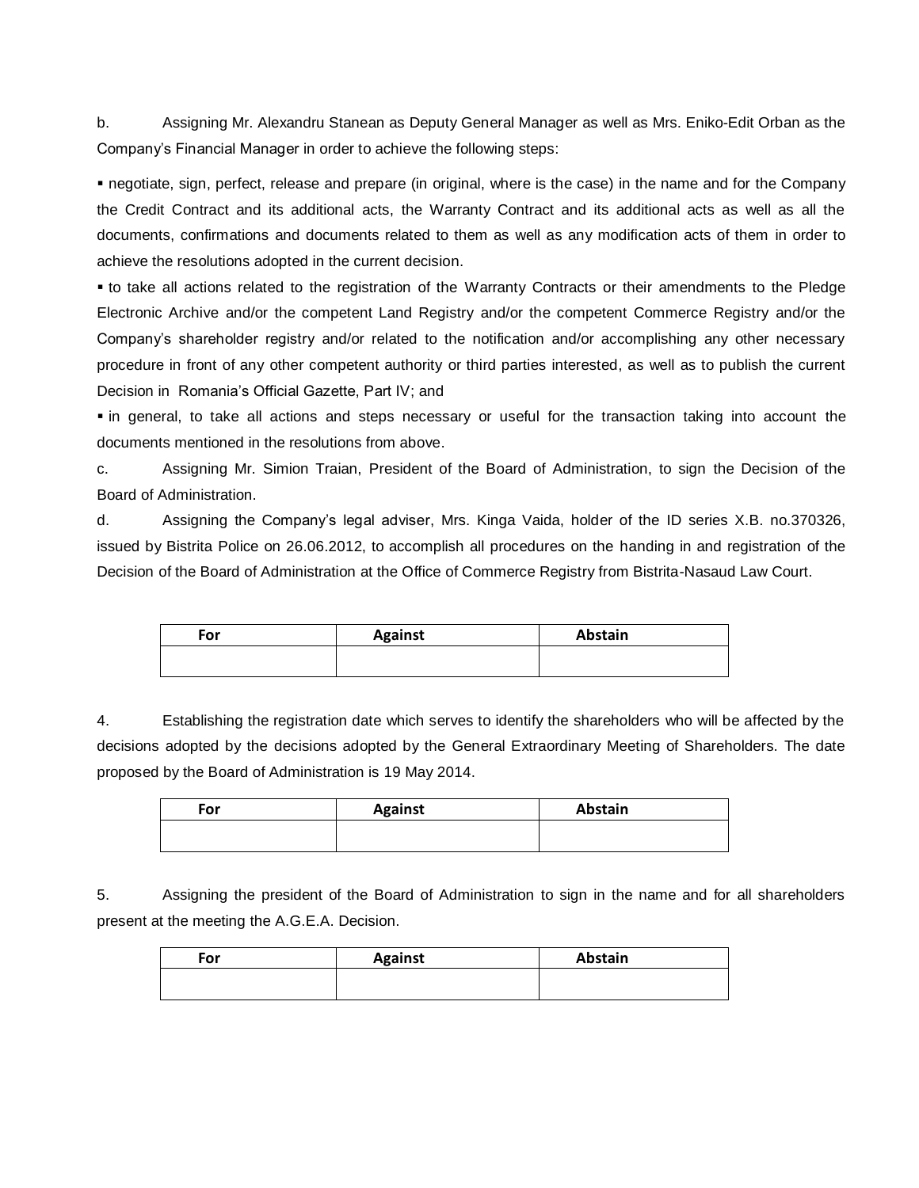b. Assigning Mr. Alexandru Stanean as Deputy General Manager as well as Mrs. Eniko-Edit Orban as the Company's Financial Manager in order to achieve the following steps:

▪ negotiate, sign, perfect, release and prepare (in original, where is the case) in the name and for the Company the Credit Contract and its additional acts, the Warranty Contract and its additional acts as well as all the documents, confirmations and documents related to them as well as any modification acts of them in order to achieve the resolutions adopted in the current decision.

▪ to take all actions related to the registration of the Warranty Contracts or their amendments to the Pledge Electronic Archive and/or the competent Land Registry and/or the competent Commerce Registry and/or the Company's shareholder registry and/or related to the notification and/or accomplishing any other necessary procedure in front of any other competent authority or third parties interested, as well as to publish the current Decision in Romania's Official Gazette, Part IV; and

▪ in general, to take all actions and steps necessary or useful for the transaction taking into account the documents mentioned in the resolutions from above.

c. Assigning Mr. Simion Traian, President of the Board of Administration, to sign the Decision of the Board of Administration.

d. Assigning the Company's legal adviser, Mrs. Kinga Vaida, holder of the ID series X.B. no.370326, issued by Bistrita Police on 26.06.2012, to accomplish all procedures on the handing in and registration of the Decision of the Board of Administration at the Office of Commerce Registry from Bistrita-Nasaud Law Court.

| For | Against | Abstain |
| --- | --- | --- |
| | | |

4. Establishing the registration date which serves to identify the shareholders who will be affected by the decisions adopted by the decisions adopted by the General Extraordinary Meeting of Shareholders. The date proposed by the Board of Administration is 19 May 2014.

| For | Against | Abstain |
| --- | --- | --- |
| | | |

5. Assigning the president of the Board of Administration to sign in the name and for all shareholders present at the meeting the A.G.E.A. Decision.

| For | Against | Abstain |
| --- | --- | --- |
| | | |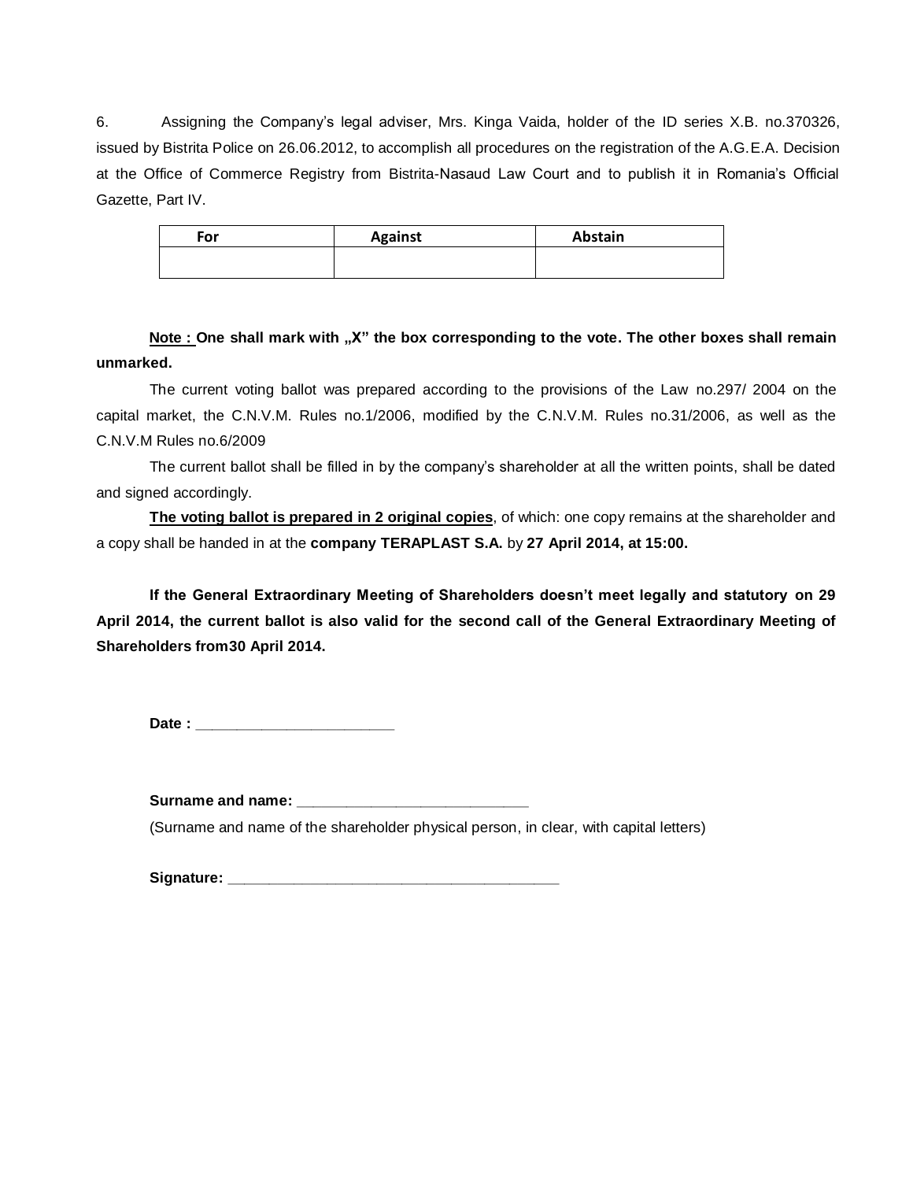6. Assigning the Company's legal adviser, Mrs. Kinga Vaida, holder of the ID series X.B. no.370326, issued by Bistrita Police on 26.06.2012, to accomplish all procedures on the registration of the A.G.E.A. Decision at the Office of Commerce Registry from Bistrita-Nasaud Law Court and to publish it in Romania's Official Gazette, Part IV.

| For | Against | Abstain |
|---|---|---|
| | | |

**<u>Note :</u> One shall mark with „X" the box corresponding to the vote. The other boxes shall remain unmarked.**

The current voting ballot was prepared according to the provisions of the Law no.297/ 2004 on the capital market, the C.N.V.M. Rules no.1/2006, modified by the C.N.V.M. Rules no.31/2006, as well as the C.N.V.M Rules no.6/2009

The current ballot shall be filled in by the company's shareholder at all the written points, shall be dated and signed accordingly.

**<u>The voting ballot is prepared in 2 original copies</u>**, of which: one copy remains at the shareholder and a copy shall be handed in at the **company TERAPLAST S.A.** by **27 April 2014, at 15:00.**

**If the General Extraordinary Meeting of Shareholders doesn't meet legally and statutory on 29 April 2014, the current ballot is also valid for the second call of the General Extraordinary Meeting of Shareholders from30 April 2014.**

**Date :** ________________________

**Surname and name:** ___________________________

(Surname and name of the shareholder physical person, in clear, with capital letters)

**Signature:** _______________________________________